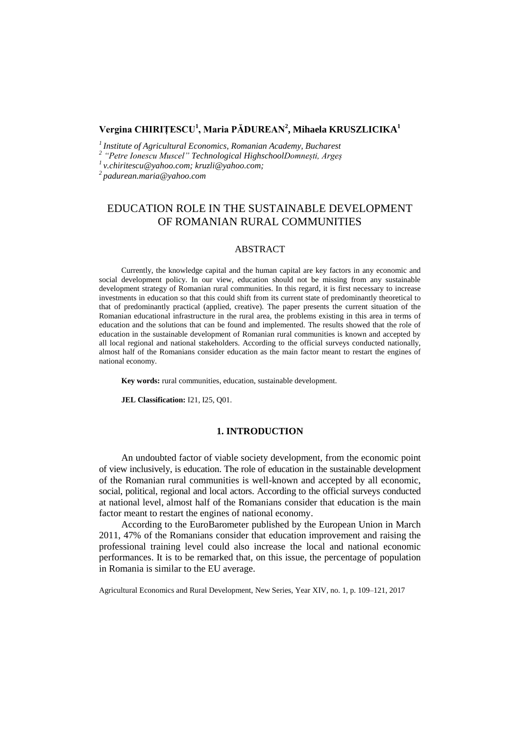**Vergina CHIRIȚESCU[1], Maria PĂDUREAN[2], Mihaela KRUSZLICIKA[1]**

[1] *Institute of Agricultural Economics, Romanian Academy, Bucharest*
[2] *"Petre Ionescu Muscel" Technological HighschoolDomnești, Argeș*
[1] *v.chiritescu@yahoo.com; kruzli@yahoo.com;*
[2] *padurean.maria@yahoo.com*

# EDUCATION ROLE IN THE SUSTAINABLE DEVELOPMENT OF ROMANIAN RURAL COMMUNITIES

## ABSTRACT

Currently, the knowledge capital and the human capital are key factors in any economic and social development policy. In our view, education should not be missing from any sustainable development strategy of Romanian rural communities. In this regard, it is first necessary to increase investments in education so that this could shift from its current state of predominantly theoretical to that of predominantly practical (applied, creative). The paper presents the current situation of the Romanian educational infrastructure in the rural area, the problems existing in this area in terms of education and the solutions that can be found and implemented. The results showed that the role of education in the sustainable development of Romanian rural communities is known and accepted by all local regional and national stakeholders. According to the official surveys conducted nationally, almost half of the Romanians consider education as the main factor meant to restart the engines of national economy.

**Key words:** rural communities, education, sustainable development.

**JEL Classification:** I21, I25, Q01.

## 1. INTRODUCTION

An undoubted factor of viable society development, from the economic point of view inclusively, is education. The role of education in the sustainable development of the Romanian rural communities is well-known and accepted by all economic, social, political, regional and local actors. According to the official surveys conducted at national level, almost half of the Romanians consider that education is the main factor meant to restart the engines of national economy.

According to the EuroBarometer published by the European Union in March 2011, 47% of the Romanians consider that education improvement and raising the professional training level could also increase the local and national economic performances. It is to be remarked that, on this issue, the percentage of population in Romania is similar to the EU average.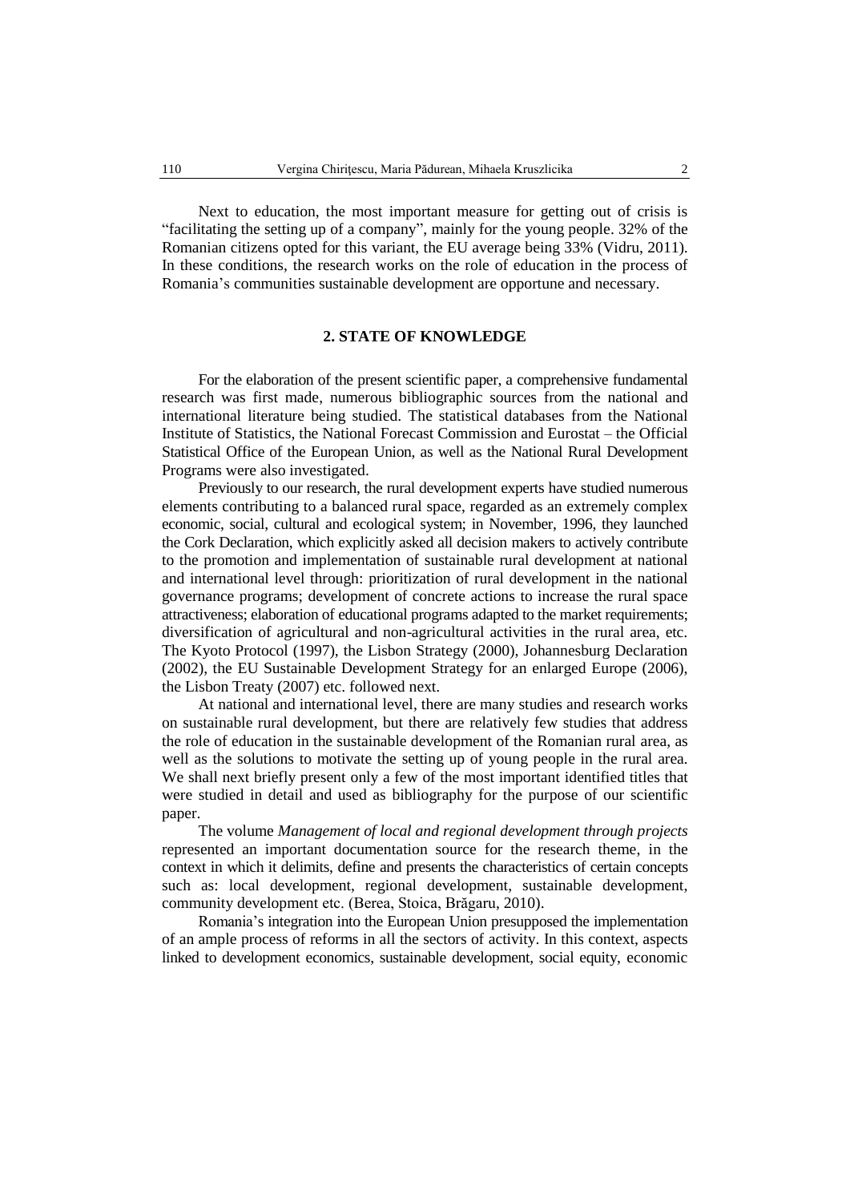Next to education, the most important measure for getting out of crisis is "facilitating the setting up of a company", mainly for the young people. 32% of the Romanian citizens opted for this variant, the EU average being 33% (Vidru, 2011). In these conditions, the research works on the role of education in the process of Romania's communities sustainable development are opportune and necessary.

## 2. STATE OF KNOWLEDGE

For the elaboration of the present scientific paper, a comprehensive fundamental research was first made, numerous bibliographic sources from the national and international literature being studied. The statistical databases from the National Institute of Statistics, the National Forecast Commission and Eurostat – the Official Statistical Office of the European Union, as well as the National Rural Development Programs were also investigated.

Previously to our research, the rural development experts have studied numerous elements contributing to a balanced rural space, regarded as an extremely complex economic, social, cultural and ecological system; in November, 1996, they launched the Cork Declaration, which explicitly asked all decision makers to actively contribute to the promotion and implementation of sustainable rural development at national and international level through: prioritization of rural development in the national governance programs; development of concrete actions to increase the rural space attractiveness; elaboration of educational programs adapted to the market requirements; diversification of agricultural and non-agricultural activities in the rural area, etc. The Kyoto Protocol (1997), the Lisbon Strategy (2000), Johannesburg Declaration (2002), the EU Sustainable Development Strategy for an enlarged Europe (2006), the Lisbon Treaty (2007) etc. followed next.

At national and international level, there are many studies and research works on sustainable rural development, but there are relatively few studies that address the role of education in the sustainable development of the Romanian rural area, as well as the solutions to motivate the setting up of young people in the rural area. We shall next briefly present only a few of the most important identified titles that were studied in detail and used as bibliography for the purpose of our scientific paper.

The volume *Management of local and regional development through projects* represented an important documentation source for the research theme, in the context in which it delimits, define and presents the characteristics of certain concepts such as: local development, regional development, sustainable development, community development etc. (Berea, Stoica, Brăgaru, 2010).

Romania's integration into the European Union presupposed the implementation of an ample process of reforms in all the sectors of activity. In this context, aspects linked to development economics, sustainable development, social equity, economic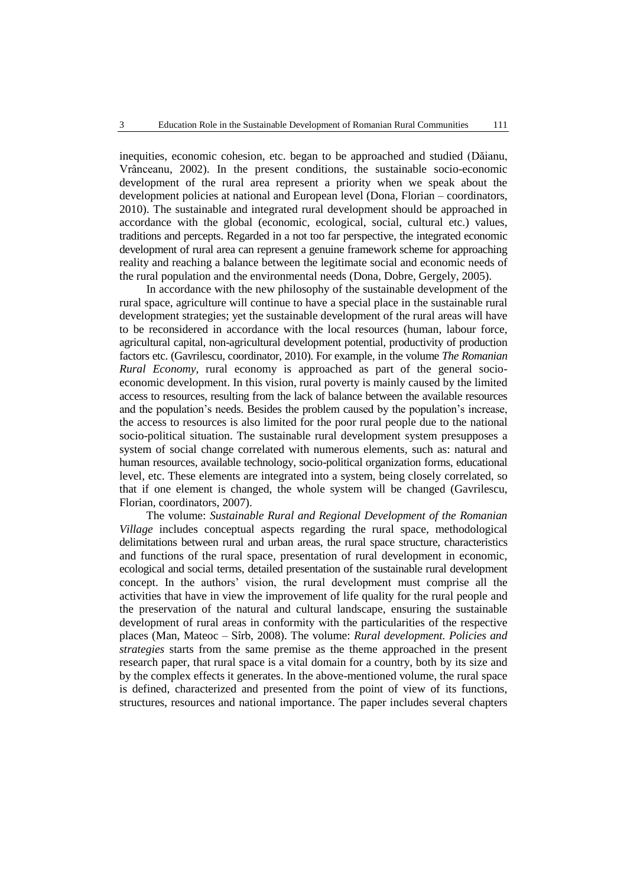inequities, economic cohesion, etc. began to be approached and studied (Dăianu, Vrânceanu, 2002). In the present conditions, the sustainable socio-economic development of the rural area represent a priority when we speak about the development policies at national and European level (Dona, Florian – coordinators, 2010). The sustainable and integrated rural development should be approached in accordance with the global (economic, ecological, social, cultural etc.) values, traditions and percepts. Regarded in a not too far perspective, the integrated economic development of rural area can represent a genuine framework scheme for approaching reality and reaching a balance between the legitimate social and economic needs of the rural population and the environmental needs (Dona, Dobre, Gergely, 2005).

In accordance with the new philosophy of the sustainable development of the rural space, agriculture will continue to have a special place in the sustainable rural development strategies; yet the sustainable development of the rural areas will have to be reconsidered in accordance with the local resources (human, labour force, agricultural capital, non-agricultural development potential, productivity of production factors etc. (Gavrilescu, coordinator, 2010). For example, in the volume *The Romanian Rural Economy*, rural economy is approached as part of the general socio-economic development. In this vision, rural poverty is mainly caused by the limited access to resources, resulting from the lack of balance between the available resources and the population's needs. Besides the problem caused by the population's increase, the access to resources is also limited for the poor rural people due to the national socio-political situation. The sustainable rural development system presupposes a system of social change correlated with numerous elements, such as: natural and human resources, available technology, socio-political organization forms, educational level, etc. These elements are integrated into a system, being closely correlated, so that if one element is changed, the whole system will be changed (Gavrilescu, Florian, coordinators, 2007).

The volume: *Sustainable Rural and Regional Development of the Romanian Village* includes conceptual aspects regarding the rural space, methodological delimitations between rural and urban areas, the rural space structure, characteristics and functions of the rural space, presentation of rural development in economic, ecological and social terms, detailed presentation of the sustainable rural development concept. In the authors' vision, the rural development must comprise all the activities that have in view the improvement of life quality for the rural people and the preservation of the natural and cultural landscape, ensuring the sustainable development of rural areas in conformity with the particularities of the respective places (Man, Mateoc – Sîrb, 2008). The volume: *Rural development. Policies and strategies* starts from the same premise as the theme approached in the present research paper, that rural space is a vital domain for a country, both by its size and by the complex effects it generates. In the above-mentioned volume, the rural space is defined, characterized and presented from the point of view of its functions, structures, resources and national importance. The paper includes several chapters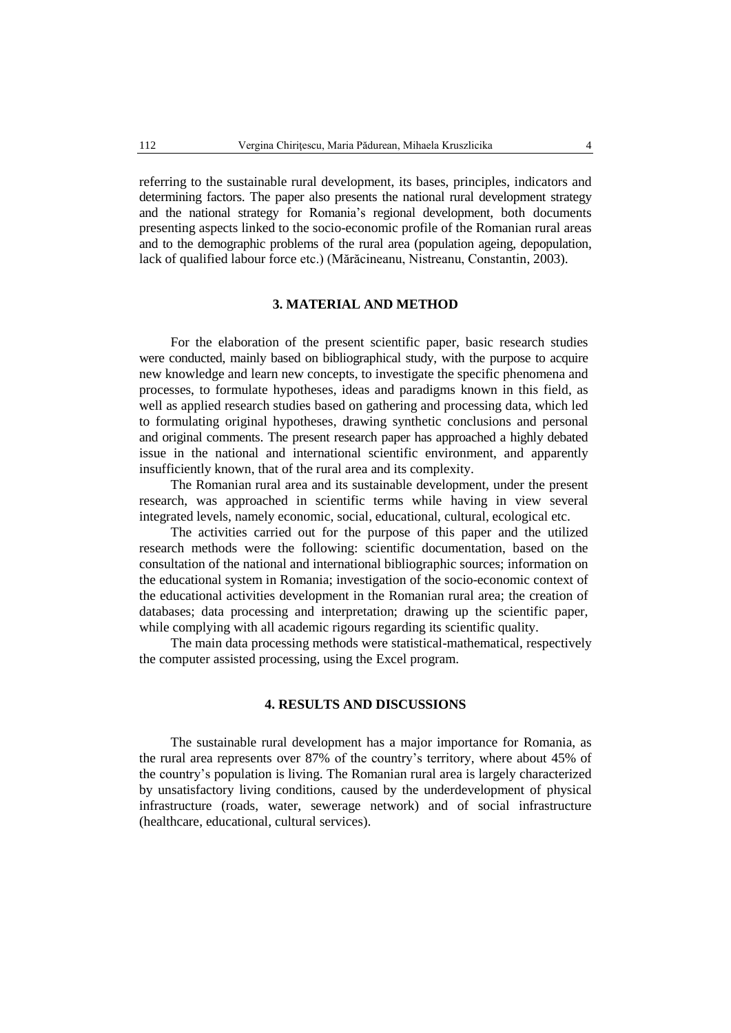referring to the sustainable rural development, its bases, principles, indicators and determining factors. The paper also presents the national rural development strategy and the national strategy for Romania's regional development, both documents presenting aspects linked to the socio-economic profile of the Romanian rural areas and to the demographic problems of the rural area (population ageing, depopulation, lack of qualified labour force etc.) (Mărăcineanu, Nistreanu, Constantin, 2003).

## 3. MATERIAL AND METHOD

For the elaboration of the present scientific paper, basic research studies were conducted, mainly based on bibliographical study, with the purpose to acquire new knowledge and learn new concepts, to investigate the specific phenomena and processes, to formulate hypotheses, ideas and paradigms known in this field, as well as applied research studies based on gathering and processing data, which led to formulating original hypotheses, drawing synthetic conclusions and personal and original comments. The present research paper has approached a highly debated issue in the national and international scientific environment, and apparently insufficiently known, that of the rural area and its complexity.

The Romanian rural area and its sustainable development, under the present research, was approached in scientific terms while having in view several integrated levels, namely economic, social, educational, cultural, ecological etc.

The activities carried out for the purpose of this paper and the utilized research methods were the following: scientific documentation, based on the consultation of the national and international bibliographic sources; information on the educational system in Romania; investigation of the socio-economic context of the educational activities development in the Romanian rural area; the creation of databases; data processing and interpretation; drawing up the scientific paper, while complying with all academic rigours regarding its scientific quality.

The main data processing methods were statistical-mathematical, respectively the computer assisted processing, using the Excel program.

## 4. RESULTS AND DISCUSSIONS

The sustainable rural development has a major importance for Romania, as the rural area represents over 87% of the country's territory, where about 45% of the country's population is living. The Romanian rural area is largely characterized by unsatisfactory living conditions, caused by the underdevelopment of physical infrastructure (roads, water, sewerage network) and of social infrastructure (healthcare, educational, cultural services).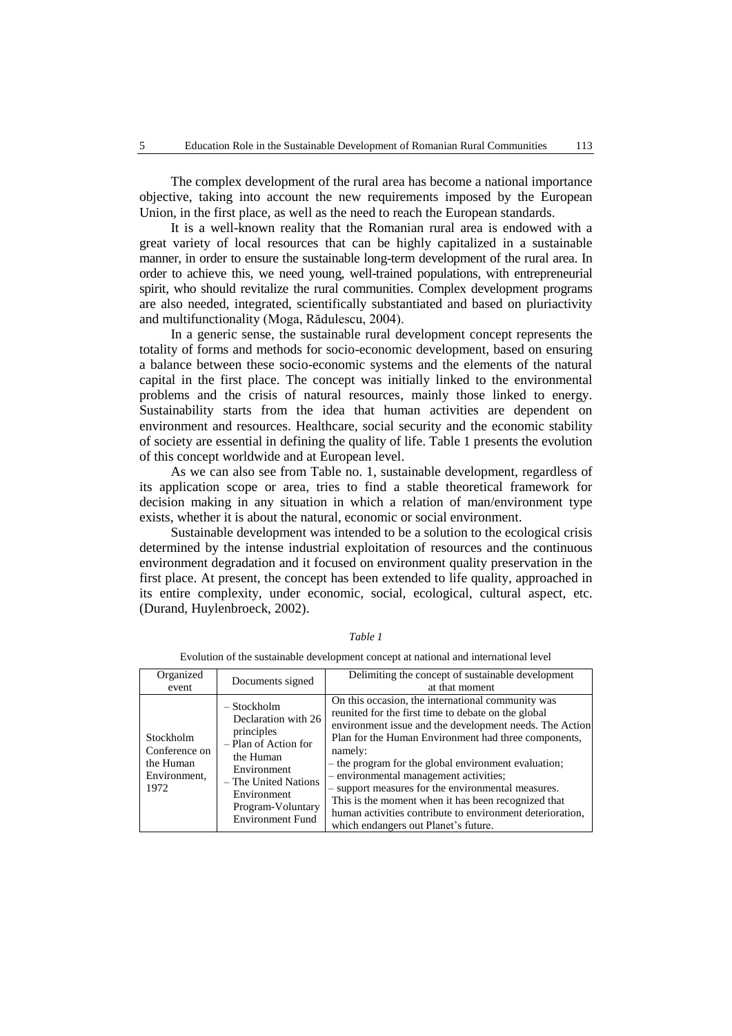The complex development of the rural area has become a national importance objective, taking into account the new requirements imposed by the European Union, in the first place, as well as the need to reach the European standards.

It is a well-known reality that the Romanian rural area is endowed with a great variety of local resources that can be highly capitalized in a sustainable manner, in order to ensure the sustainable long-term development of the rural area. In order to achieve this, we need young, well-trained populations, with entrepreneurial spirit, who should revitalize the rural communities. Complex development programs are also needed, integrated, scientifically substantiated and based on pluriactivity and multifunctionality (Moga, Rădulescu, 2004).

In a generic sense, the sustainable rural development concept represents the totality of forms and methods for socio-economic development, based on ensuring a balance between these socio-economic systems and the elements of the natural capital in the first place. The concept was initially linked to the environmental problems and the crisis of natural resources, mainly those linked to energy. Sustainability starts from the idea that human activities are dependent on environment and resources. Healthcare, social security and the economic stability of society are essential in defining the quality of life. Table 1 presents the evolution of this concept worldwide and at European level.

As we can also see from Table no. 1, sustainable development, regardless of its application scope or area, tries to find a stable theoretical framework for decision making in any situation in which a relation of man/environment type exists, whether it is about the natural, economic or social environment.

Sustainable development was intended to be a solution to the ecological crisis determined by the intense industrial exploitation of resources and the continuous environment degradation and it focused on environment quality preservation in the first place. At present, the concept has been extended to life quality, approached in its entire complexity, under economic, social, ecological, cultural aspect, etc. (Durand, Huylenbroeck, 2002).

*Table 1*

Evolution of the sustainable development concept at national and international level

| Organized event | Documents signed | Delimiting the concept of sustainable development at that moment |
|---|---|---|
| Stockholm Conference on the Human Environment, 1972 | – Stockholm Declaration with 26 principles<br>– Plan of Action for the Human Environment<br>– The United Nations Environment Program-Voluntary Environment Fund | On this occasion, the international community was reunited for the first time to debate on the global environment issue and the development needs. The Action Plan for the Human Environment had three components, namely:<br>– the program for the global environment evaluation;<br>– environmental management activities;<br>– support measures for the environmental measures.<br>This is the moment when it has been recognized that human activities contribute to environment deterioration, which endangers out Planet's future. |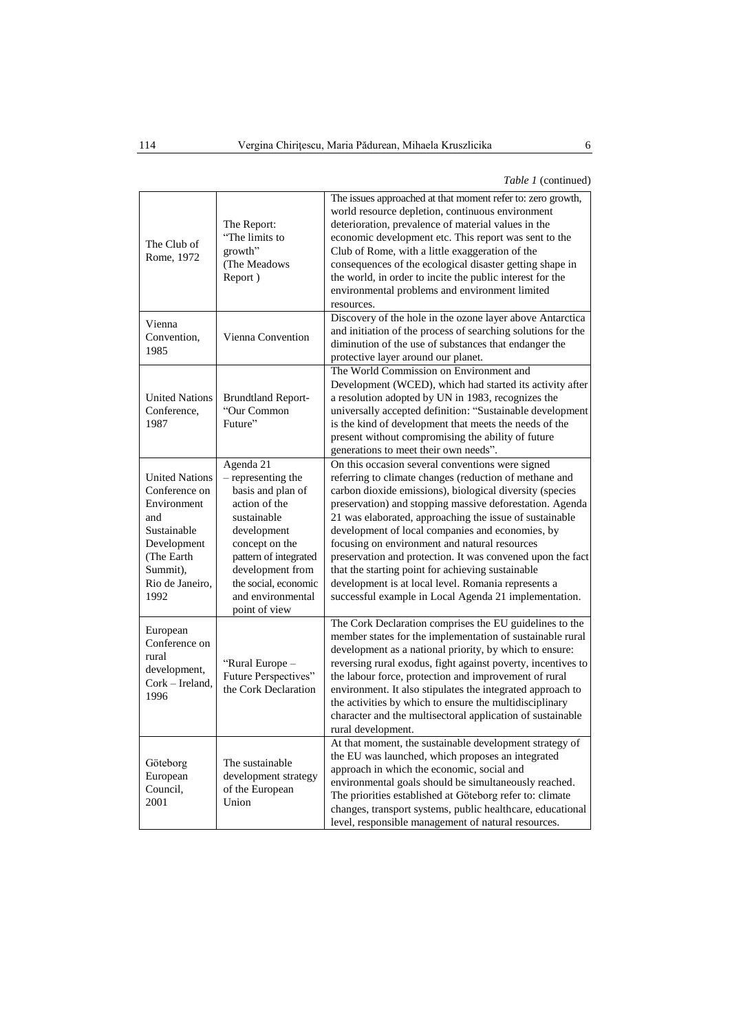*Table 1* (continued)

| | | |
|---|---|---|
| The Club of Rome, 1972 | The Report: "The limits to growth" (The Meadows Report ) | The issues approached at that moment refer to: zero growth, world resource depletion, continuous environment deterioration, prevalence of material values in the economic development etc. This report was sent to the Club of Rome, with a little exaggeration of the consequences of the ecological disaster getting shape in the world, in order to incite the public interest for the environmental problems and environment limited resources. |
| Vienna Convention, 1985 | Vienna Convention | Discovery of the hole in the ozone layer above Antarctica and initiation of the process of searching solutions for the diminution of the use of substances that endanger the protective layer around our planet. |
| United Nations Conference, 1987 | Brundtland Report- "Our Common Future" | The World Commission on Environment and Development (WCED), which had started its activity after a resolution adopted by UN in 1983, recognizes the universally accepted definition: "Sustainable development is the kind of development that meets the needs of the present without compromising the ability of future generations to meet their own needs". |
| United Nations Conference on Environment and Sustainable Development (The Earth Summit), Rio de Janeiro, 1992 | Agenda 21 – representing the basis and plan of action of the sustainable development concept on the pattern of integrated development from the social, economic and environmental point of view | On this occasion several conventions were signed referring to climate changes (reduction of methane and carbon dioxide emissions), biological diversity (species preservation) and stopping massive deforestation. Agenda 21 was elaborated, approaching the issue of sustainable development of local companies and economies, by focusing on environment and natural resources preservation and protection. It was convened upon the fact that the starting point for achieving sustainable development is at local level. Romania represents a successful example in Local Agenda 21 implementation. |
| European Conference on rural development, Cork – Ireland, 1996 | "Rural Europe – Future Perspectives" the Cork Declaration | The Cork Declaration comprises the EU guidelines to the member states for the implementation of sustainable rural development as a national priority, by which to ensure: reversing rural exodus, fight against poverty, incentives to the labour force, protection and improvement of rural environment. It also stipulates the integrated approach to the activities by which to ensure the multidisciplinary character and the multisectoral application of sustainable rural development. |
| Göteborg European Council, 2001 | The sustainable development strategy of the European Union | At that moment, the sustainable development strategy of the EU was launched, which proposes an integrated approach in which the economic, social and environmental goals should be simultaneously reached. The priorities established at Göteborg refer to: climate changes, transport systems, public healthcare, educational level, responsible management of natural resources. |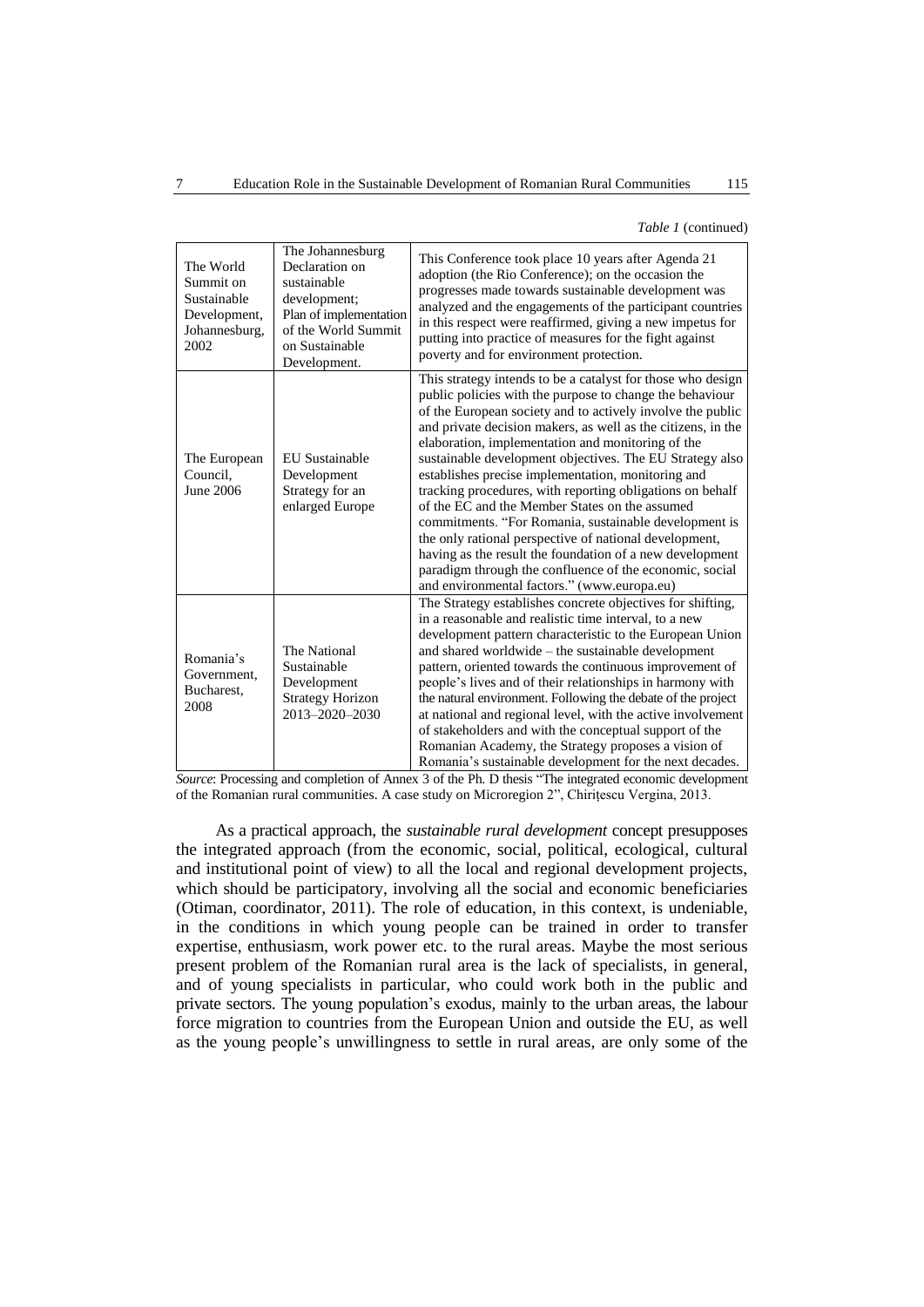*Table 1* (continued)

| | | |
|---|---|---|
| The World Summit on Sustainable Development, Johannesburg, 2002 | The Johannesburg Declaration on sustainable development; Plan of implementation of the World Summit on Sustainable Development. | This Conference took place 10 years after Agenda 21 adoption (the Rio Conference); on the occasion the progresses made towards sustainable development was analyzed and the engagements of the participant countries in this respect were reaffirmed, giving a new impetus for putting into practice of measures for the fight against poverty and for environment protection. |
| The European Council, June 2006 | EU Sustainable Development Strategy for an enlarged Europe | This strategy intends to be a catalyst for those who design public policies with the purpose to change the behaviour of the European society and to actively involve the public and private decision makers, as well as the citizens, in the elaboration, implementation and monitoring of the sustainable development objectives. The EU Strategy also establishes precise implementation, monitoring and tracking procedures, with reporting obligations on behalf of the EC and the Member States on the assumed commitments. "For Romania, sustainable development is the only rational perspective of national development, having as the result the foundation of a new development paradigm through the confluence of the economic, social and environmental factors." (www.europa.eu) |
| Romania's Government, Bucharest, 2008 | The National Sustainable Development Strategy Horizon 2013–2020–2030 | The Strategy establishes concrete objectives for shifting, in a reasonable and realistic time interval, to a new development pattern characteristic to the European Union and shared worldwide – the sustainable development pattern, oriented towards the continuous improvement of people's lives and of their relationships in harmony with the natural environment. Following the debate of the project at national and regional level, with the active involvement of stakeholders and with the conceptual support of the Romanian Academy, the Strategy proposes a vision of Romania's sustainable development for the next decades. |

*Source*: Processing and completion of Annex 3 of the Ph. D thesis "The integrated economic development of the Romanian rural communities. A case study on Microregion 2", Chirițescu Vergina, 2013.

As a practical approach, the *sustainable rural development* concept presupposes the integrated approach (from the economic, social, political, ecological, cultural and institutional point of view) to all the local and regional development projects, which should be participatory, involving all the social and economic beneficiaries (Otiman, coordinator, 2011). The role of education, in this context, is undeniable, in the conditions in which young people can be trained in order to transfer expertise, enthusiasm, work power etc. to the rural areas. Maybe the most serious present problem of the Romanian rural area is the lack of specialists, in general, and of young specialists in particular, who could work both in the public and private sectors. The young population's exodus, mainly to the urban areas, the labour force migration to countries from the European Union and outside the EU, as well as the young people's unwillingness to settle in rural areas, are only some of the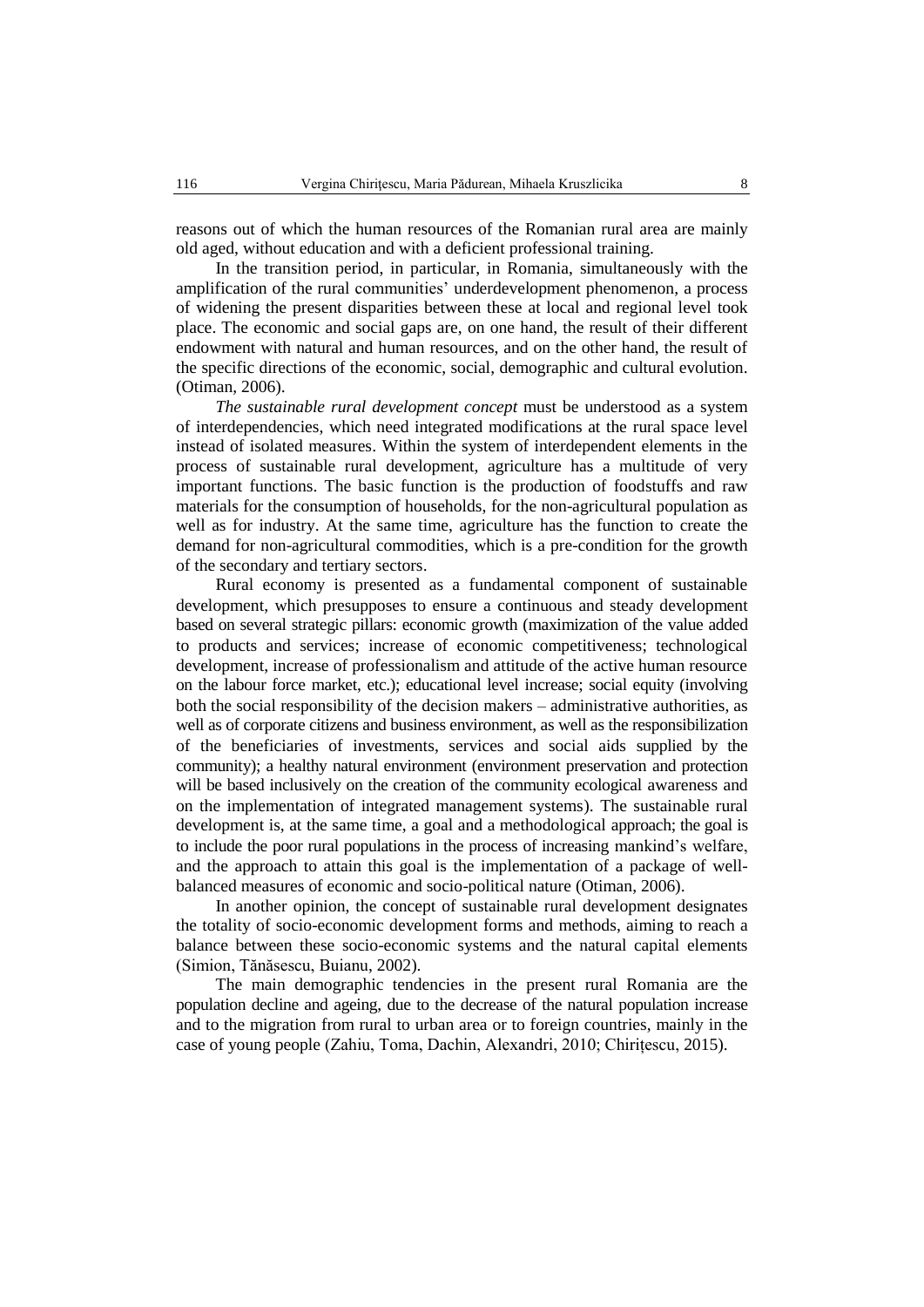reasons out of which the human resources of the Romanian rural area are mainly old aged, without education and with a deficient professional training.

In the transition period, in particular, in Romania, simultaneously with the amplification of the rural communities' underdevelopment phenomenon, a process of widening the present disparities between these at local and regional level took place. The economic and social gaps are, on one hand, the result of their different endowment with natural and human resources, and on the other hand, the result of the specific directions of the economic, social, demographic and cultural evolution. (Otiman, 2006).

*The sustainable rural development concept* must be understood as a system of interdependencies, which need integrated modifications at the rural space level instead of isolated measures. Within the system of interdependent elements in the process of sustainable rural development, agriculture has a multitude of very important functions. The basic function is the production of foodstuffs and raw materials for the consumption of households, for the non-agricultural population as well as for industry. At the same time, agriculture has the function to create the demand for non-agricultural commodities, which is a pre-condition for the growth of the secondary and tertiary sectors.

Rural economy is presented as a fundamental component of sustainable development, which presupposes to ensure a continuous and steady development based on several strategic pillars: economic growth (maximization of the value added to products and services; increase of economic competitiveness; technological development, increase of professionalism and attitude of the active human resource on the labour force market, etc.); educational level increase; social equity (involving both the social responsibility of the decision makers – administrative authorities, as well as of corporate citizens and business environment, as well as the responsibilization of the beneficiaries of investments, services and social aids supplied by the community); a healthy natural environment (environment preservation and protection will be based inclusively on the creation of the community ecological awareness and on the implementation of integrated management systems). The sustainable rural development is, at the same time, a goal and a methodological approach; the goal is to include the poor rural populations in the process of increasing mankind's welfare, and the approach to attain this goal is the implementation of a package of well-balanced measures of economic and socio-political nature (Otiman, 2006).

In another opinion, the concept of sustainable rural development designates the totality of socio-economic development forms and methods, aiming to reach a balance between these socio-economic systems and the natural capital elements (Simion, Tănăsescu, Buianu, 2002).

The main demographic tendencies in the present rural Romania are the population decline and ageing, due to the decrease of the natural population increase and to the migration from rural to urban area or to foreign countries, mainly in the case of young people (Zahiu, Toma, Dachin, Alexandri, 2010; Chirițescu, 2015).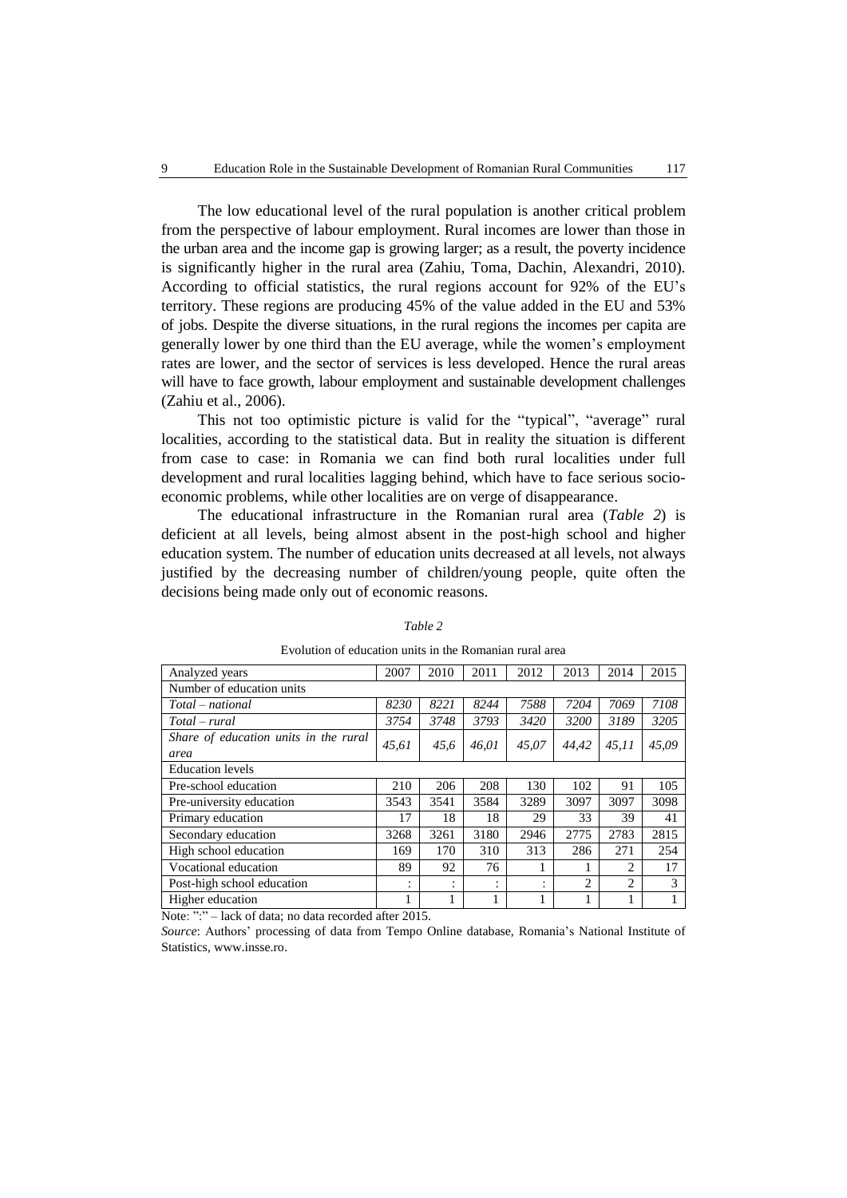The low educational level of the rural population is another critical problem from the perspective of labour employment. Rural incomes are lower than those in the urban area and the income gap is growing larger; as a result, the poverty incidence is significantly higher in the rural area (Zahiu, Toma, Dachin, Alexandri, 2010). According to official statistics, the rural regions account for 92% of the EU's territory. These regions are producing 45% of the value added in the EU and 53% of jobs. Despite the diverse situations, in the rural regions the incomes per capita are generally lower by one third than the EU average, while the women's employment rates are lower, and the sector of services is less developed. Hence the rural areas will have to face growth, labour employment and sustainable development challenges (Zahiu et al., 2006).

This not too optimistic picture is valid for the "typical", "average" rural localities, according to the statistical data. But in reality the situation is different from case to case: in Romania we can find both rural localities under full development and rural localities lagging behind, which have to face serious socio-economic problems, while other localities are on verge of disappearance.

The educational infrastructure in the Romanian rural area (*Table 2*) is deficient at all levels, being almost absent in the post-high school and higher education system. The number of education units decreased at all levels, not always justified by the decreasing number of children/young people, quite often the decisions being made only out of economic reasons.

*Table 2*

Evolution of education units in the Romanian rural area

| Analyzed years | 2007 | 2010 | 2011 | 2012 | 2013 | 2014 | 2015 |
|---|---|---|---|---|---|---|---|
| Number of education units | | | | | | | |
| *Total – national* | *8230* | *8221* | *8244* | *7588* | *7204* | *7069* | *7108* |
| *Total – rural* | *3754* | *3748* | *3793* | *3420* | *3200* | *3189* | *3205* |
| *Share of education units in the rural area* | *45,61* | *45,6* | *46,01* | *45,07* | *44,42* | *45,11* | *45,09* |
| Education levels | | | | | | | |
| Pre-school education | 210 | 206 | 208 | 130 | 102 | 91 | 105 |
| Pre-university education | 3543 | 3541 | 3584 | 3289 | 3097 | 3097 | 3098 |
| Primary education | 17 | 18 | 18 | 29 | 33 | 39 | 41 |
| Secondary education | 3268 | 3261 | 3180 | 2946 | 2775 | 2783 | 2815 |
| High school education | 169 | 170 | 310 | 313 | 286 | 271 | 254 |
| Vocational education | 89 | 92 | 76 | 1 | 1 | 2 | 17 |
| Post-high school education | : | : | : | : | 2 | 2 | 3 |
| Higher education | 1 | 1 | 1 | 1 | 1 | 1 | 1 |

Note: ":" – lack of data; no data recorded after 2015.

*Source*: Authors' processing of data from Tempo Online database, Romania's National Institute of Statistics, www.insse.ro.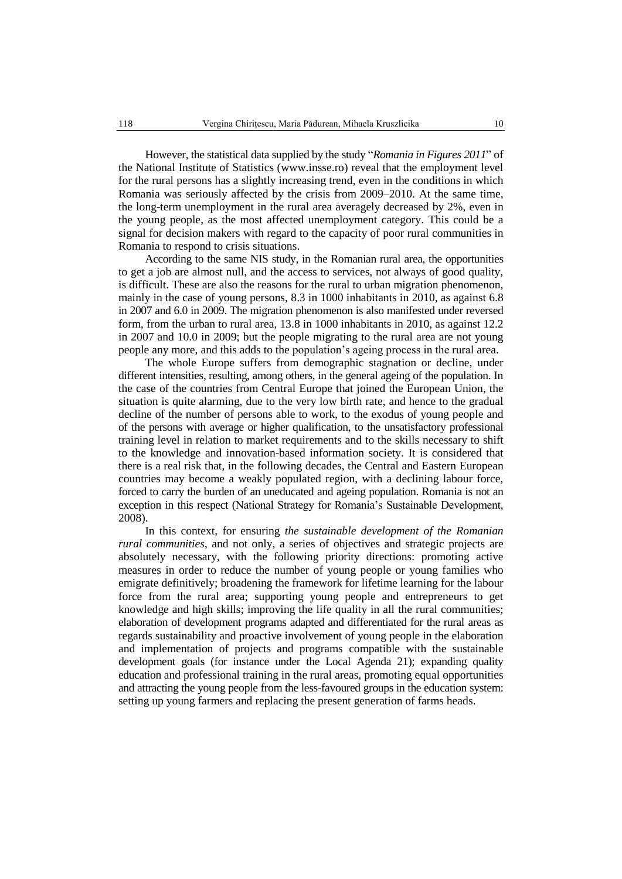However, the statistical data supplied by the study "*Romania in Figures 2011*" of the National Institute of Statistics (www.insse.ro) reveal that the employment level for the rural persons has a slightly increasing trend, even in the conditions in which Romania was seriously affected by the crisis from 2009–2010. At the same time, the long-term unemployment in the rural area averagely decreased by 2%, even in the young people, as the most affected unemployment category. This could be a signal for decision makers with regard to the capacity of poor rural communities in Romania to respond to crisis situations.

According to the same NIS study, in the Romanian rural area, the opportunities to get a job are almost null, and the access to services, not always of good quality, is difficult. These are also the reasons for the rural to urban migration phenomenon, mainly in the case of young persons, 8.3 in 1000 inhabitants in 2010, as against 6.8 in 2007 and 6.0 in 2009. The migration phenomenon is also manifested under reversed form, from the urban to rural area, 13.8 in 1000 inhabitants in 2010, as against 12.2 in 2007 and 10.0 in 2009; but the people migrating to the rural area are not young people any more, and this adds to the population's ageing process in the rural area.

The whole Europe suffers from demographic stagnation or decline, under different intensities, resulting, among others, in the general ageing of the population. In the case of the countries from Central Europe that joined the European Union, the situation is quite alarming, due to the very low birth rate, and hence to the gradual decline of the number of persons able to work, to the exodus of young people and of the persons with average or higher qualification, to the unsatisfactory professional training level in relation to market requirements and to the skills necessary to shift to the knowledge and innovation-based information society. It is considered that there is a real risk that, in the following decades, the Central and Eastern European countries may become a weakly populated region, with a declining labour force, forced to carry the burden of an uneducated and ageing population. Romania is not an exception in this respect (National Strategy for Romania's Sustainable Development, 2008).

In this context, for ensuring *the sustainable development of the Romanian rural communities*, and not only, a series of objectives and strategic projects are absolutely necessary, with the following priority directions: promoting active measures in order to reduce the number of young people or young families who emigrate definitively; broadening the framework for lifetime learning for the labour force from the rural area; supporting young people and entrepreneurs to get knowledge and high skills; improving the life quality in all the rural communities; elaboration of development programs adapted and differentiated for the rural areas as regards sustainability and proactive involvement of young people in the elaboration and implementation of projects and programs compatible with the sustainable development goals (for instance under the Local Agenda 21); expanding quality education and professional training in the rural areas, promoting equal opportunities and attracting the young people from the less-favoured groups in the education system: setting up young farmers and replacing the present generation of farms heads.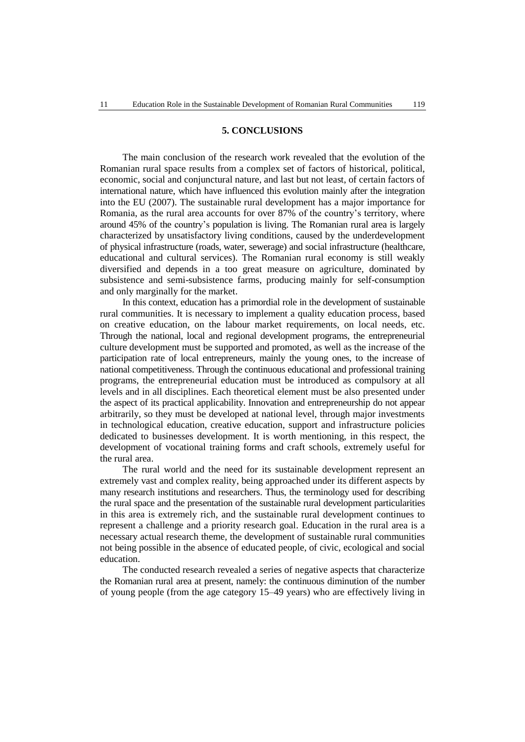## 5. CONCLUSIONS

The main conclusion of the research work revealed that the evolution of the Romanian rural space results from a complex set of factors of historical, political, economic, social and conjunctural nature, and last but not least, of certain factors of international nature, which have influenced this evolution mainly after the integration into the EU (2007). The sustainable rural development has a major importance for Romania, as the rural area accounts for over 87% of the country's territory, where around 45% of the country's population is living. The Romanian rural area is largely characterized by unsatisfactory living conditions, caused by the underdevelopment of physical infrastructure (roads, water, sewerage) and social infrastructure (healthcare, educational and cultural services). The Romanian rural economy is still weakly diversified and depends in a too great measure on agriculture, dominated by subsistence and semi-subsistence farms, producing mainly for self-consumption and only marginally for the market.

In this context, education has a primordial role in the development of sustainable rural communities. It is necessary to implement a quality education process, based on creative education, on the labour market requirements, on local needs, etc. Through the national, local and regional development programs, the entrepreneurial culture development must be supported and promoted, as well as the increase of the participation rate of local entrepreneurs, mainly the young ones, to the increase of national competitiveness. Through the continuous educational and professional training programs, the entrepreneurial education must be introduced as compulsory at all levels and in all disciplines. Each theoretical element must be also presented under the aspect of its practical applicability. Innovation and entrepreneurship do not appear arbitrarily, so they must be developed at national level, through major investments in technological education, creative education, support and infrastructure policies dedicated to businesses development. It is worth mentioning, in this respect, the development of vocational training forms and craft schools, extremely useful for the rural area.

The rural world and the need for its sustainable development represent an extremely vast and complex reality, being approached under its different aspects by many research institutions and researchers. Thus, the terminology used for describing the rural space and the presentation of the sustainable rural development particularities in this area is extremely rich, and the sustainable rural development continues to represent a challenge and a priority research goal. Education in the rural area is a necessary actual research theme, the development of sustainable rural communities not being possible in the absence of educated people, of civic, ecological and social education.

The conducted research revealed a series of negative aspects that characterize the Romanian rural area at present, namely: the continuous diminution of the number of young people (from the age category 15–49 years) who are effectively living in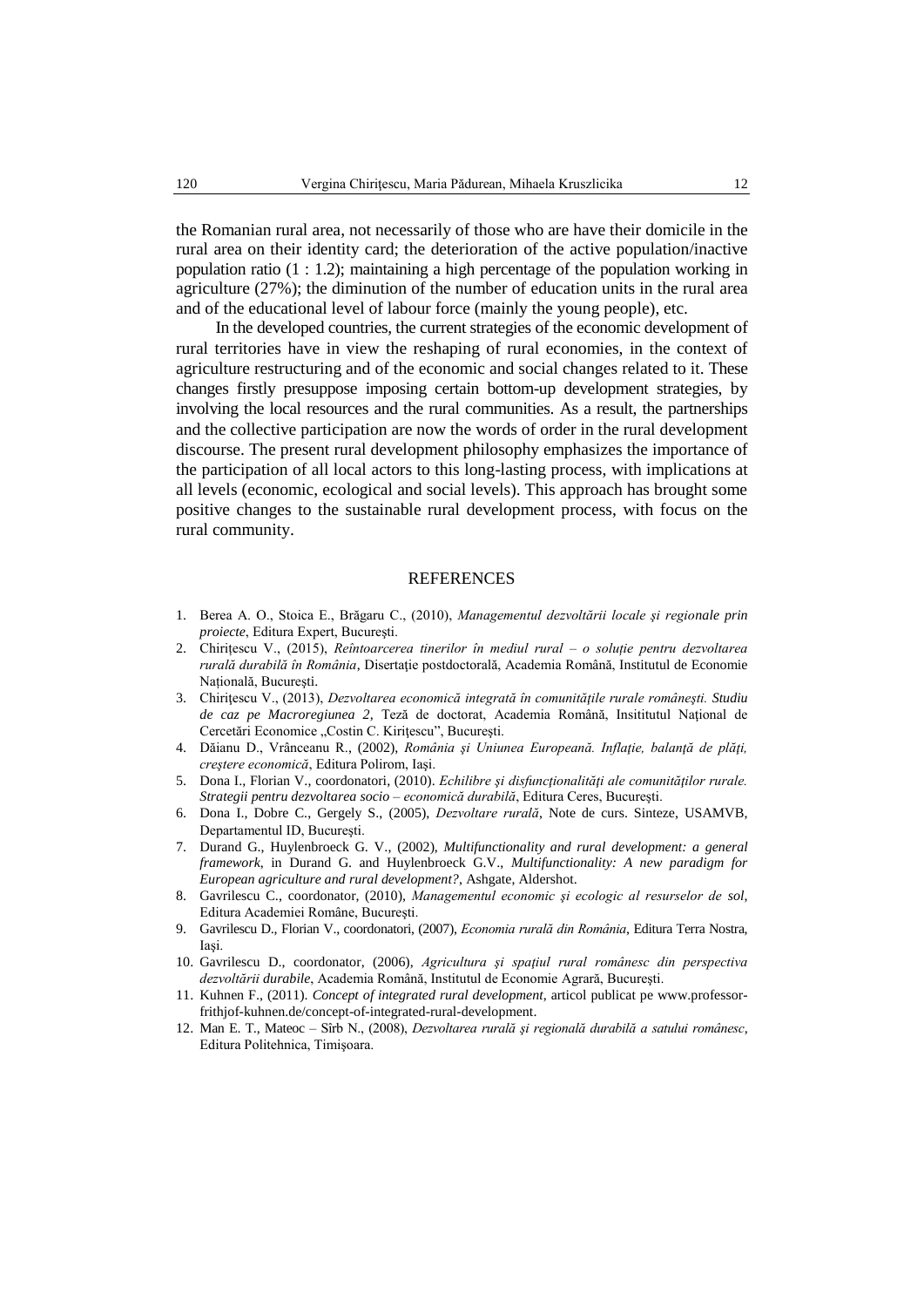the Romanian rural area, not necessarily of those who are have their domicile in the rural area on their identity card; the deterioration of the active population/inactive population ratio (1 : 1.2); maintaining a high percentage of the population working in agriculture (27%); the diminution of the number of education units in the rural area and of the educational level of labour force (mainly the young people), etc.

In the developed countries, the current strategies of the economic development of rural territories have in view the reshaping of rural economies, in the context of agriculture restructuring and of the economic and social changes related to it. These changes firstly presuppose imposing certain bottom-up development strategies, by involving the local resources and the rural communities. As a result, the partnerships and the collective participation are now the words of order in the rural development discourse. The present rural development philosophy emphasizes the importance of the participation of all local actors to this long-lasting process, with implications at all levels (economic, ecological and social levels). This approach has brought some positive changes to the sustainable rural development process, with focus on the rural community.

## REFERENCES

1. Berea A. O., Stoica E., Brăgaru C., (2010), *Managementul dezvoltării locale şi regionale prin proiecte*, Editura Expert, Bucureşti.
2. Chiriţescu V., (2015), *Reîntoarcerea tinerilor în mediul rural – o soluţie pentru dezvoltarea rurală durabilă în România*, Disertaţie postdoctorală, Academia Română, Institutul de Economie Naţională, Bucureşti.
3. Chiriţescu V., (2013), *Dezvoltarea economică integrată în comunităţile rurale româneşti. Studiu de caz pe Macroregiunea 2*, Teză de doctorat, Academia Română, Insititutul Naţional de Cercetări Economice „Costin C. Kiriţescu", Bucureşti.
4. Dăianu D., Vrânceanu R., (2002), *România şi Uniunea Europeană. Inflaţie, balanţă de plăţi, creştere economică*, Editura Polirom, Iaşi.
5. Dona I., Florian V., coordonatori, (2010). *Echilibre şi disfuncţionalităţi ale comunităţilor rurale. Strategii pentru dezvoltarea socio – economică durabilă*, Editura Ceres, Bucureşti.
6. Dona I., Dobre C., Gergely S., (2005), *Dezvoltare rurală*, Note de curs. Sinteze, USAMVB, Departamentul ID, Bucureşti.
7. Durand G., Huylenbroeck G. V., (2002), *Multifunctionality and rural development: a general framework*, in Durand G. and Huylenbroeck G.V., *Multifunctionality: A new paradigm for European agriculture and rural development?*, Ashgate, Aldershot.
8. Gavrilescu C., coordonator, (2010), *Managementul economic şi ecologic al resurselor de sol*, Editura Academiei Române, Bucureşti.
9. Gavrilescu D., Florian V., coordonatori, (2007), *Economia rurală din România*, Editura Terra Nostra, Iaşi.
10. Gavrilescu D., coordonator, (2006), *Agricultura şi spaţiul rural românesc din perspectiva dezvoltării durabile*, Academia Română, Institutul de Economie Agrară, Bucureşti.
11. Kuhnen F., (2011). *Concept of integrated rural development*, articol publicat pe www.professor-frithjof-kuhnen.de/concept-of-integrated-rural-development.
12. Man E. T., Mateoc – Sîrb N., (2008), *Dezvoltarea rurală şi regională durabilă a satului românesc*, Editura Politehnica, Timişoara.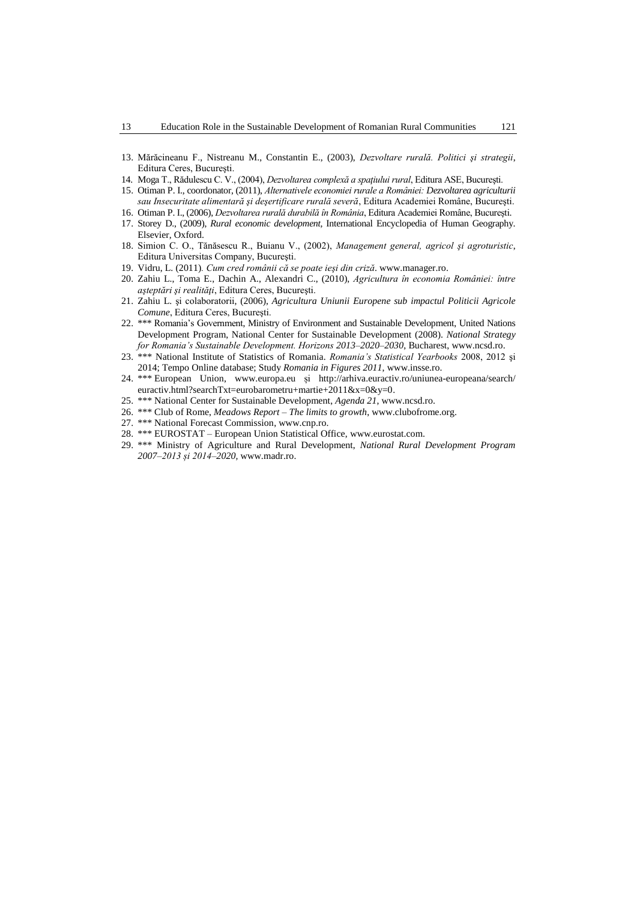13. Mărăcineanu F., Nistreanu M., Constantin E., (2003), *Dezvoltare rurală. Politici şi strategii*, Editura Ceres, Bucureşti.
14. Moga T., Rădulescu C. V., (2004), *Dezvoltarea complexă a spaţiului rural*, Editura ASE, Bucureşti.
15. Otiman P. I., coordonator, (2011), *Alternativele economiei rurale a României: Dezvoltarea agriculturii sau Insecuritate alimentară şi deşertificare rurală severă*, Editura Academiei Române, Bucureşti.
16. Otiman P. I., (2006), *Dezvoltarea rurală durabilă în România*, Editura Academiei Române, Bucureşti.
17. Storey D., (2009), *Rural economic development*, International Encyclopedia of Human Geography. Elsevier, Oxford.
18. Simion C. O., Tănăsescu R., Buianu V., (2002), *Management general, agricol şi agroturistic*, Editura Universitas Company, Bucureşti.
19. Vidru, L. (2011). *Cum cred românii că se poate ieşi din criză*. www.manager.ro.
20. Zahiu L., Toma E., Dachin A., Alexandri C., (2010), *Agricultura în economia României: între aşteptări şi realităţi*, Editura Ceres, Bucureşti.
21. Zahiu L. şi colaboratorii, (2006), *Agricultura Uniunii Europene sub impactul Politicii Agricole Comune*, Editura Ceres, Bucureşti.
22. *** Romania's Government, Ministry of Environment and Sustainable Development, United Nations Development Program, National Center for Sustainable Development (2008). *National Strategy for Romania's Sustainable Development. Horizons 2013–2020–2030*, Bucharest, www.ncsd.ro.
23. *** National Institute of Statistics of Romania. *Romania's Statistical Yearbooks* 2008, 2012 şi 2014; Tempo Online database; Study *Romania in Figures 2011*, www.insse.ro.
24. *** European Union, www.europa.eu și http://arhiva.euractiv.ro/uniunea-europeana/search/euractiv.html?searchTxt=eurobarometru+martie+2011&x=0&y=0.
25. *** National Center for Sustainable Development, *Agenda 21*, www.ncsd.ro.
26. *** Club of Rome, *Meadows Report – The limits to growth*, www.clubofrome.org.
27. *** National Forecast Commission, www.cnp.ro.
28. *** EUROSTAT – European Union Statistical Office, www.eurostat.com.
29. *** Ministry of Agriculture and Rural Development, *National Rural Development Program 2007–2013 și 2014–2020*, www.madr.ro.